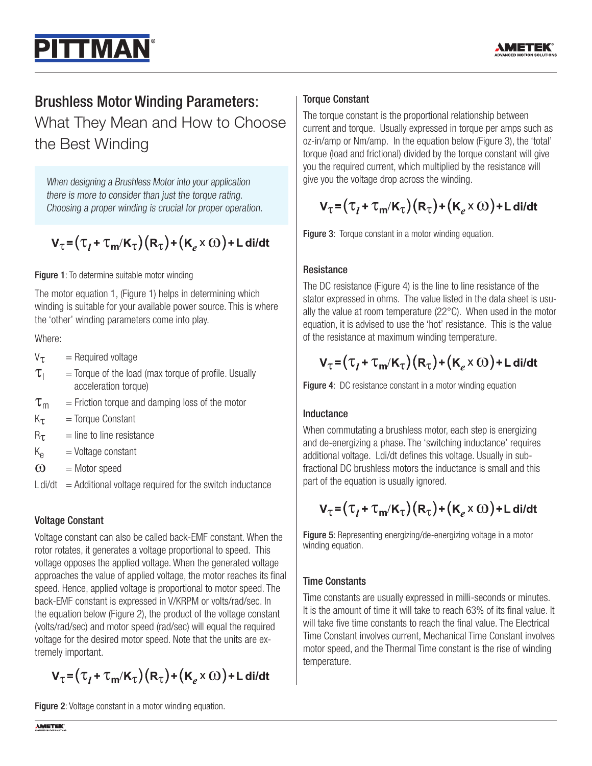# Brushless Motor Winding Parameters:

## What They Mean and How to Choose the Best Winding

*When designing a Brushless Motor into your application there is more to consider than just the torque rating. Choosing a proper winding is crucial for proper operation.*

$$V_\tau = \left(\tau_l + \tau_m / K_\tau\right)\left(R_\tau\right) + \left(K_e \times \omega\right) + L\,di/dt$$

**Figure 1**: To determine suitable motor winding

The motor equation 1, (Figure 1) helps in determining which winding is suitable for your available power source. This is where the 'other' winding parameters come into play.

Where:

- $V_\tau$ = Required voltage
- $\tau_l$ = Torque of the load (max torque of profile. Usually acceleration torque)
- $\tau_m$ = Friction torque and damping loss of the motor
- $K_\tau$ = Torque Constant
- $R_\tau$ = line to line resistance
- $K_e$ = Voltage constant
- $\omega$ = Motor speed
- $L\,di/dt$ = Additional voltage required for the switch inductance

### Voltage Constant

Voltage constant can also be called back-EMF constant. When the rotor rotates, it generates a voltage proportional to speed. This voltage opposes the applied voltage. When the generated voltage approaches the value of applied voltage, the motor reaches its final speed. Hence, applied voltage is proportional to motor speed. The back-EMF constant is expressed in V/KRPM or volts/rad/sec. In the equation below (Figure 2), the product of the voltage constant (volts/rad/sec) and motor speed (rad/sec) will equal the required voltage for the desired motor speed. Note that the units are extremely important.

$$V_\tau = \left(\tau_l + \tau_m / K_\tau\right)\left(R_\tau\right) + \left(K_e \times \omega\right) + L\,di/dt$$

**Figure 2**: Voltage constant in a motor winding equation.

### Torque Constant

The torque constant is the proportional relationship between current and torque. Usually expressed in torque per amps such as oz-in/amp or Nm/amp. In the equation below (Figure 3), the 'total' torque (load and frictional) divided by the torque constant will give you the required current, which multiplied by the resistance will give you the voltage drop across the winding.

$$V_\tau = \left(\tau_l + \tau_m / K_\tau\right)\left(R_\tau\right) + \left(K_e \times \omega\right) + L\,di/dt$$

**Figure 3**: Torque constant in a motor winding equation.

### Resistance

The DC resistance (Figure 4) is the line to line resistance of the stator expressed in ohms. The value listed in the data sheet is usually the value at room temperature (22°C). When used in the motor equation, it is advised to use the 'hot' resistance. This is the value of the resistance at maximum winding temperature.

$$V_\tau = \left(\tau_l + \tau_m / K_\tau\right)\left(R_\tau\right) + \left(K_e \times \omega\right) + L\,di/dt$$

**Figure 4**: DC resistance constant in a motor winding equation

### Inductance

When commutating a brushless motor, each step is energizing and de-energizing a phase. The 'switching inductance' requires additional voltage. Ldi/dt defines this voltage. Usually in sub-fractional DC brushless motors the inductance is small and this part of the equation is usually ignored.

$$V_\tau = \left(\tau_l + \tau_m / K_\tau\right)\left(R_\tau\right) + \left(K_e \times \omega\right) + L\,di/dt$$

**Figure 5**: Representing energizing/de-energizing voltage in a motor winding equation.

### Time Constants

Time constants are usually expressed in milli-seconds or minutes. It is the amount of time it will take to reach 63% of its final value. It will take five time constants to reach the final value. The Electrical Time Constant involves current, Mechanical Time Constant involves motor speed, and the Thermal Time constant is the rise of winding temperature.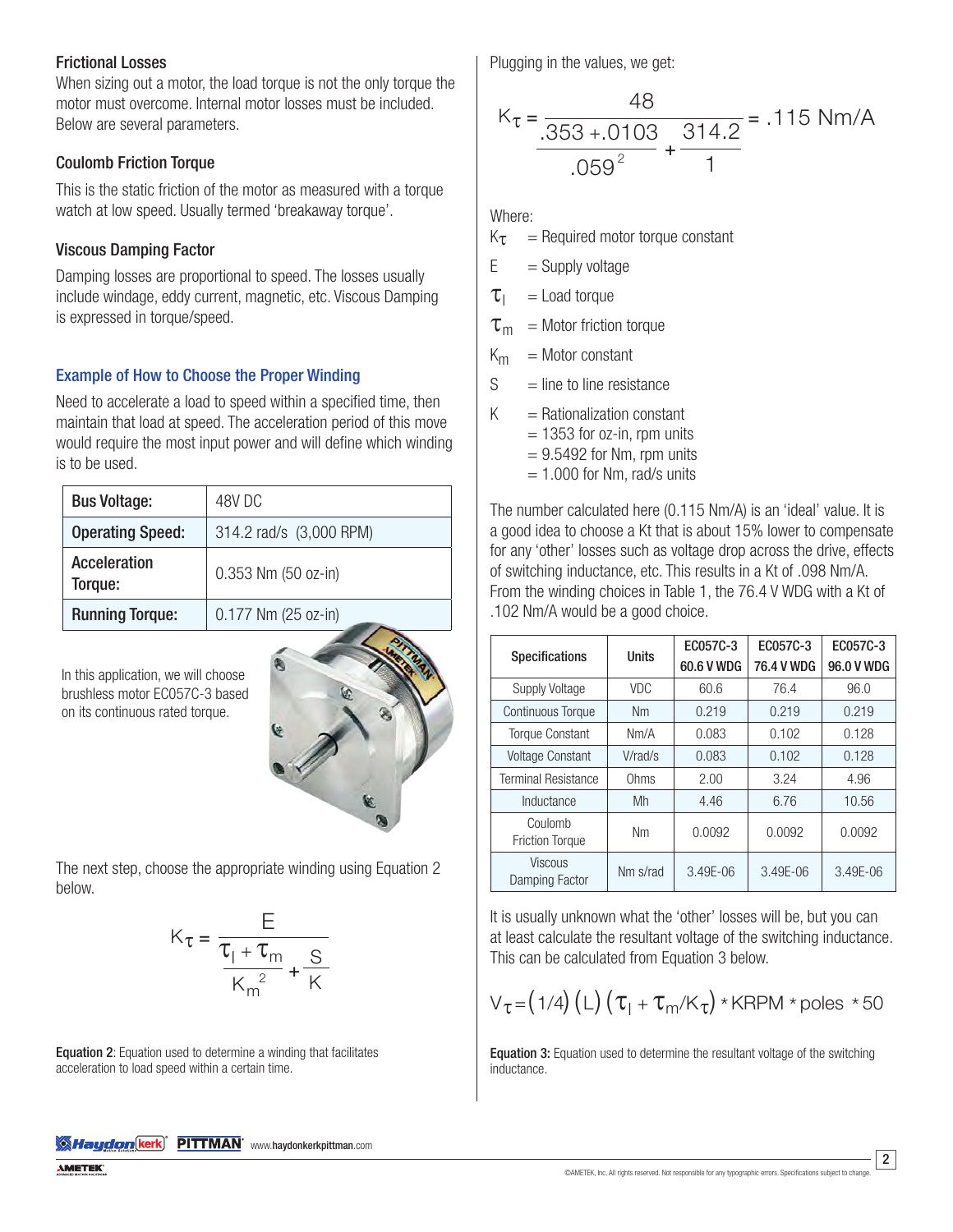### Frictional Losses

When sizing out a motor, the load torque is not the only torque the motor must overcome. Internal motor losses must be included. Below are several parameters.

### Coulomb Friction Torque

This is the static friction of the motor as measured with a torque watch at low speed. Usually termed 'breakaway torque'.

### Viscous Damping Factor

Damping losses are proportional to speed. The losses usually include windage, eddy current, magnetic, etc. Viscous Damping is expressed in torque/speed.

## Example of How to Choose the Proper Winding

Need to accelerate a load to speed within a specified time, then maintain that load at speed. The acceleration period of this move would require the most input power and will define which winding is to be used.

| | |
|---|---|
| **Bus Voltage:** | 48V DC |
| **Operating Speed:** | 314.2 rad/s (3,000 RPM) |
| **Acceleration Torque:** | 0.353 Nm (50 oz-in) |
| **Running Torque:** | 0.177 Nm (25 oz-in) |

In this application, we will choose brushless motor EC057C-3 based on its continuous rated torque.

The next step, choose the appropriate winding using Equation 2 below.

$$K_\tau = \frac{E}{\dfrac{\tau_l + \tau_m}{K_m^{\,2}} + \dfrac{S}{K}}$$

**Equation 2**: Equation used to determine a winding that facilitates acceleration to load speed within a certain time.

Plugging in the values, we get:

$$K_\tau = \frac{48}{\dfrac{.353 + .0103}{.059^{2}} + \dfrac{314.2}{1}} = .115 \text{ Nm/A}$$

Where:

- $K_\tau$ = Required motor torque constant
- $E$ = Supply voltage
- $\tau_l$ = Load torque
- $\tau_m$ = Motor friction torque
- $K_m$ = Motor constant
- $S$ = line to line resistance
- $K$ = Rationalization constant
  = 1353 for oz-in, rpm units
  = 9.5492 for Nm, rpm units
  = 1.000 for Nm, rad/s units

The number calculated here (0.115 Nm/A) is an 'ideal' value. It is a good idea to choose a Kt that is about 15% lower to compensate for any 'other' losses such as voltage drop across the drive, effects of switching inductance, etc. This results in a Kt of .098 Nm/A. From the winding choices in Table 1, the 76.4 V WDG with a Kt of .102 Nm/A would be a good choice.

| Specifications | Units | EC057C-3 60.6 V WDG | EC057C-3 76.4 V WDG | EC057C-3 96.0 V WDG |
|---|---|---|---|---|
| Supply Voltage | VDC | 60.6 | 76.4 | 96.0 |
| Continuous Torque | Nm | 0.219 | 0.219 | 0.219 |
| Torque Constant | Nm/A | 0.083 | 0.102 | 0.128 |
| Voltage Constant | V/rad/s | 0.083 | 0.102 | 0.128 |
| Terminal Resistance | Ohms | 2.00 | 3.24 | 4.96 |
| Inductance | Mh | 4.46 | 6.76 | 10.56 |
| Coulomb Friction Torque | Nm | 0.0092 | 0.0092 | 0.0092 |
| Viscous Damping Factor | Nm s/rad | 3.49E-06 | 3.49E-06 | 3.49E-06 |

It is usually unknown what the 'other' losses will be, but you can at least calculate the resultant voltage of the switching inductance. This can be calculated from Equation 3 below.

$$V_\tau = (1/4)\,(L)\,(\tau_l + \tau_m / K_\tau) * \text{KRPM} * \text{poles} * 50$$

**Equation 3:** Equation used to determine the resultant voltage of the switching inductance.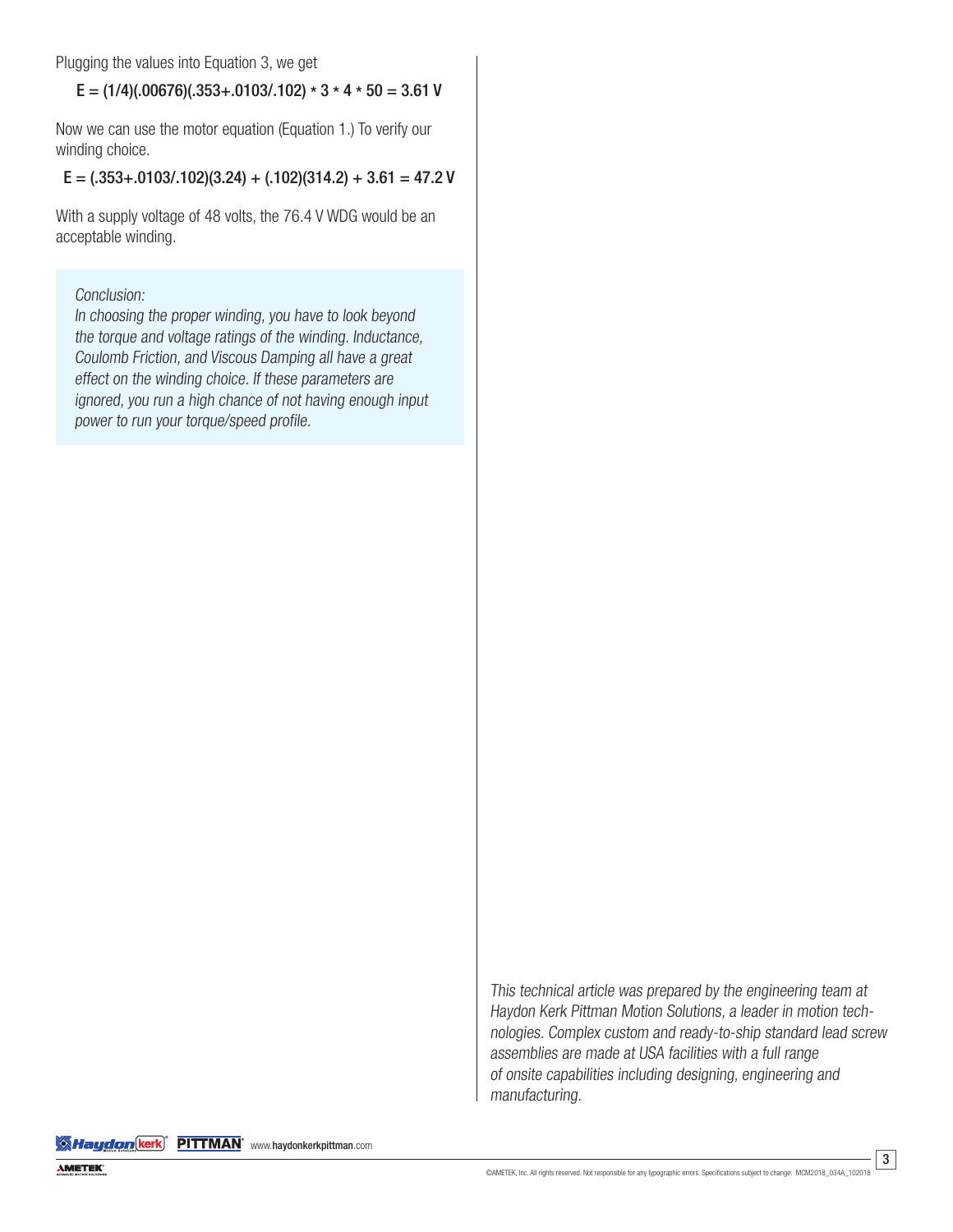Plugging the values into Equation 3, we get

$$E = (1/4)(.00676)(.353+.0103/.102) * 3 * 4 * 50 = 3.61 \text{ V}$$

Now we can use the motor equation (Equation 1.) To verify our winding choice.

$$E = (.353+.0103/.102)(3.24) + (.102)(314.2) + 3.61 = 47.2 \text{ V}$$

With a supply voltage of 48 volts, the 76.4 V WDG would be an acceptable winding.

*Conclusion:*
*In choosing the proper winding, you have to look beyond the torque and voltage ratings of the winding. Inductance, Coulomb Friction, and Viscous Damping all have a great effect on the winding choice. If these parameters are ignored, you run a high chance of not having enough input power to run your torque/speed profile.*

*This technical article was prepared by the engineering team at Haydon Kerk Pittman Motion Solutions, a leader in motion technologies. Complex custom and ready-to-ship standard lead screw assemblies are made at USA facilities with a full range of onsite capabilities including designing, engineering and manufacturing.*